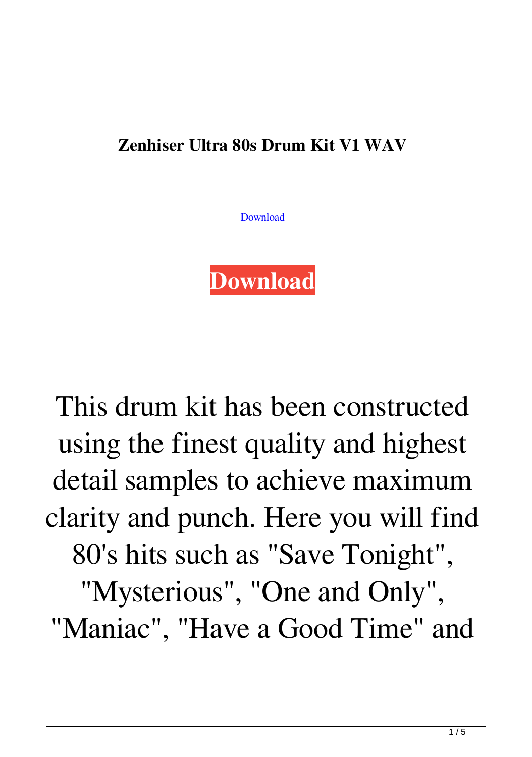**Zenhiser Ultra 80s Drum Kit V1 WAV**

Download

**Download**

This drum kit has been constructed using the finest quality and highest detail samples to achieve maximum clarity and punch. Here you will find 80's hits such as "Save Tonight", "Mysterious", "One and Only", "Maniac", "Have a Good Time" and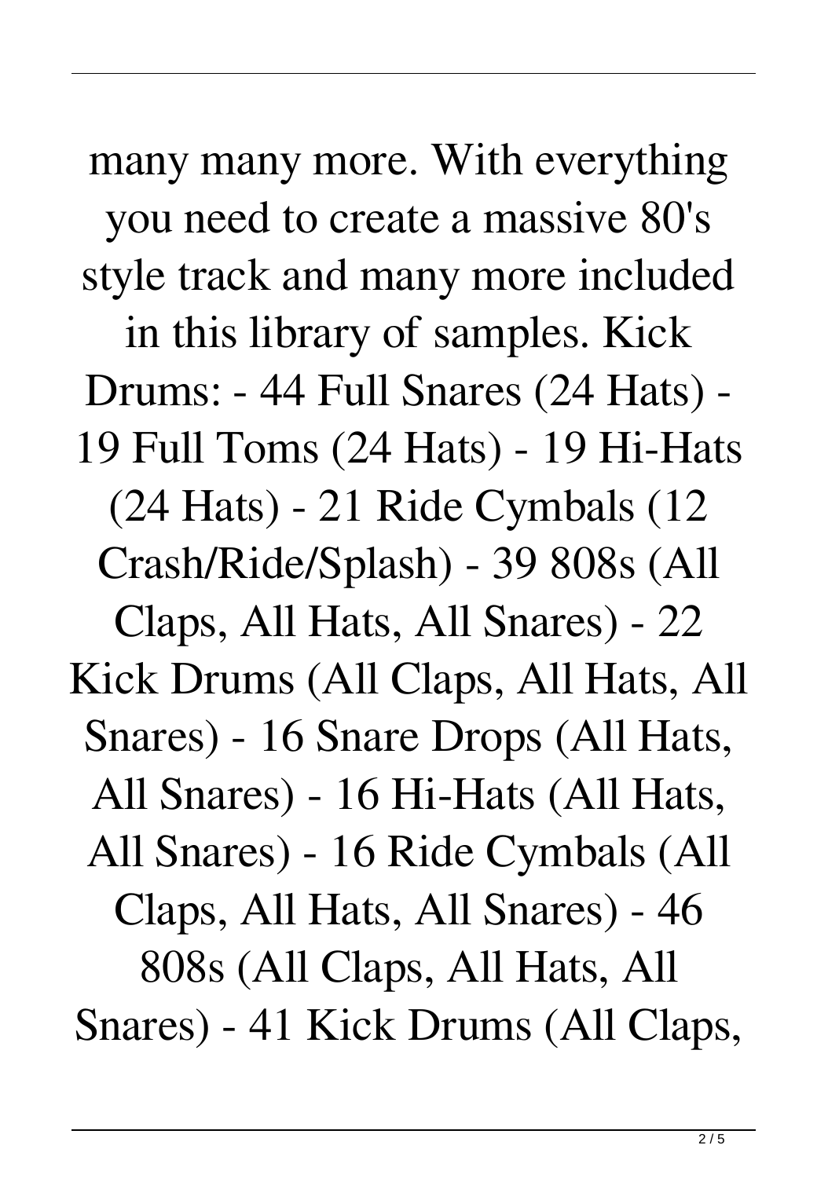many many more. With everything you need to create a massive 80's style track and many more included in this library of samples. Kick Drums: - 44 Full Snares (24 Hats) - 19 Full Toms (24 Hats) - 19 Hi-Hats (24 Hats) - 21 Ride Cymbals (12 Crash/Ride/Splash) - 39 808s (All Claps, All Hats, All Snares) - 22 Kick Drums (All Claps, All Hats, All Snares) - 16 Snare Drops (All Hats, All Snares) - 16 Hi-Hats (All Hats, All Snares) - 16 Ride Cymbals (All Claps, All Hats, All Snares) - 46 808s (All Claps, All Hats, All Snares) - 41 Kick Drums (All Claps,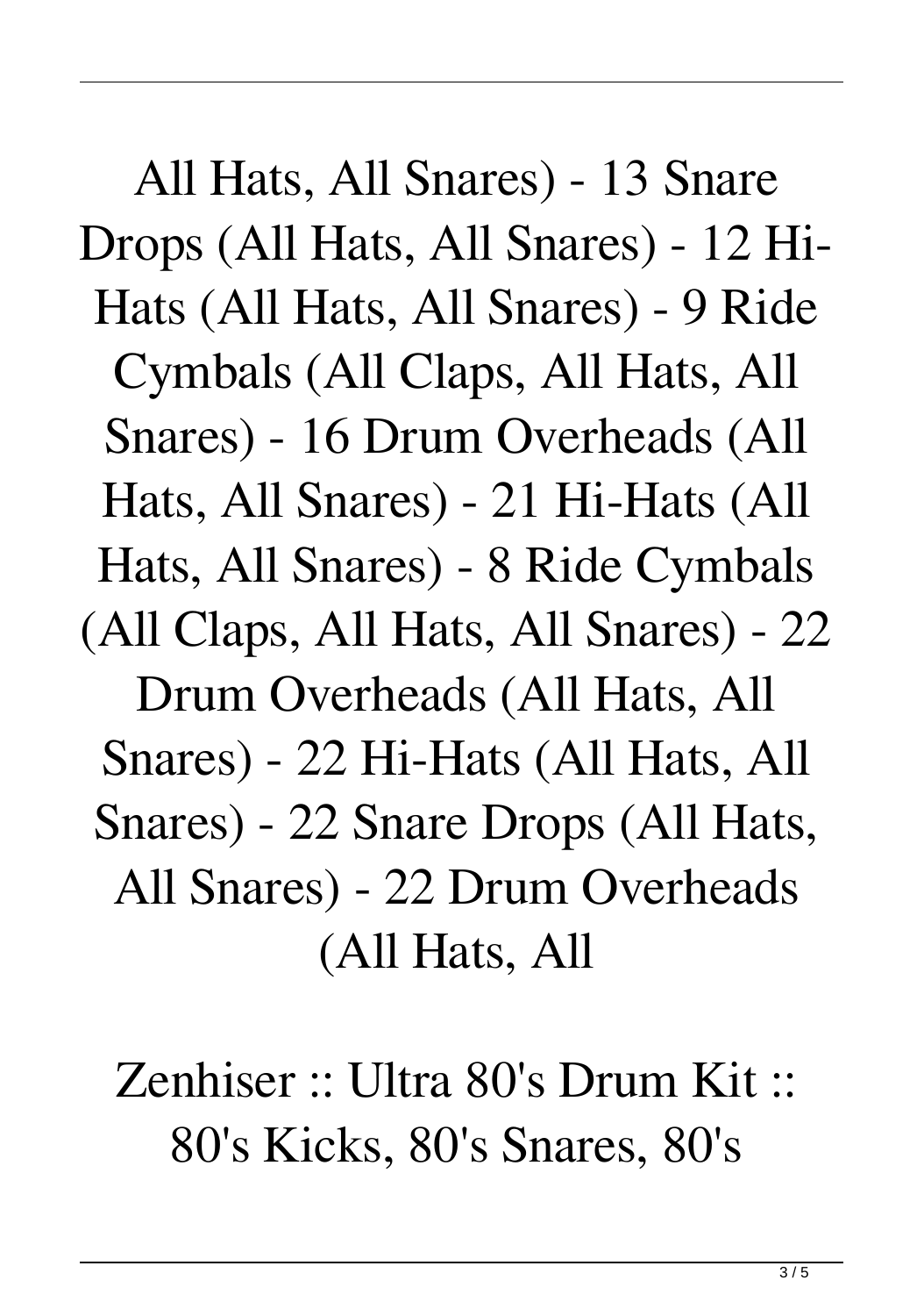All Hats, All Snares) - 13 Snare Drops (All Hats, All Snares) - 12 Hi-Hats (All Hats, All Snares) - 9 Ride Cymbals (All Claps, All Hats, All Snares) - 16 Drum Overheads (All Hats, All Snares) - 21 Hi-Hats (All Hats, All Snares) - 8 Ride Cymbals (All Claps, All Hats, All Snares) - 22 Drum Overheads (All Hats, All Snares) - 22 Hi-Hats (All Hats, All Snares) - 22 Snare Drops (All Hats, All Snares) - 22 Drum Overheads (All Hats, All

Zenhiser :: Ultra 80's Drum Kit :: 80's Kicks, 80's Snares, 80's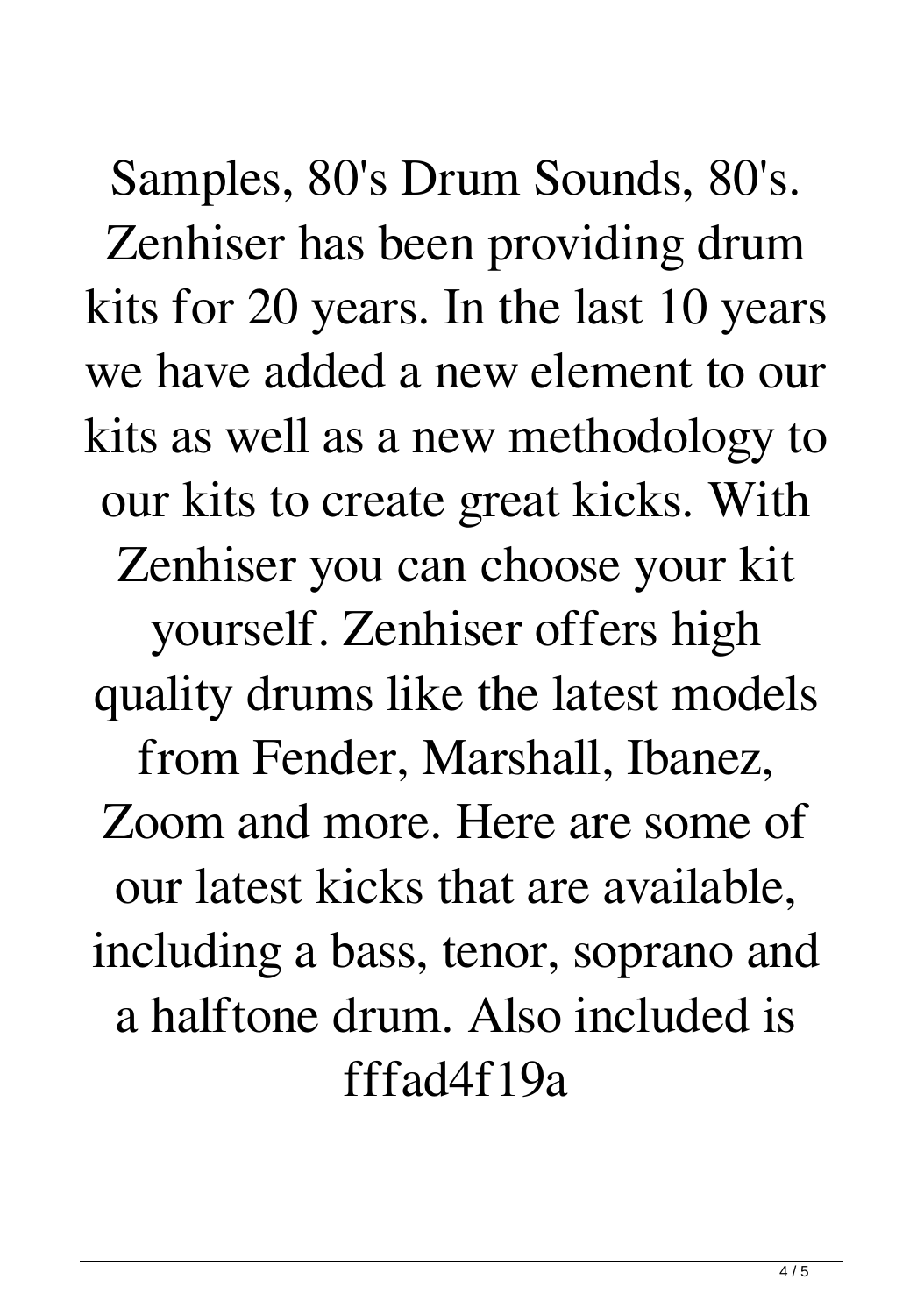Samples, 80's Drum Sounds, 80's. Zenhiser has been providing drum kits for 20 years. In the last 10 years we have added a new element to our kits as well as a new methodology to our kits to create great kicks. With Zenhiser you can choose your kit yourself. Zenhiser offers high quality drums like the latest models from Fender, Marshall, Ibanez, Zoom and more. Here are some of our latest kicks that are available, including a bass, tenor, soprano and a halftone drum. Also included is fffad4f19a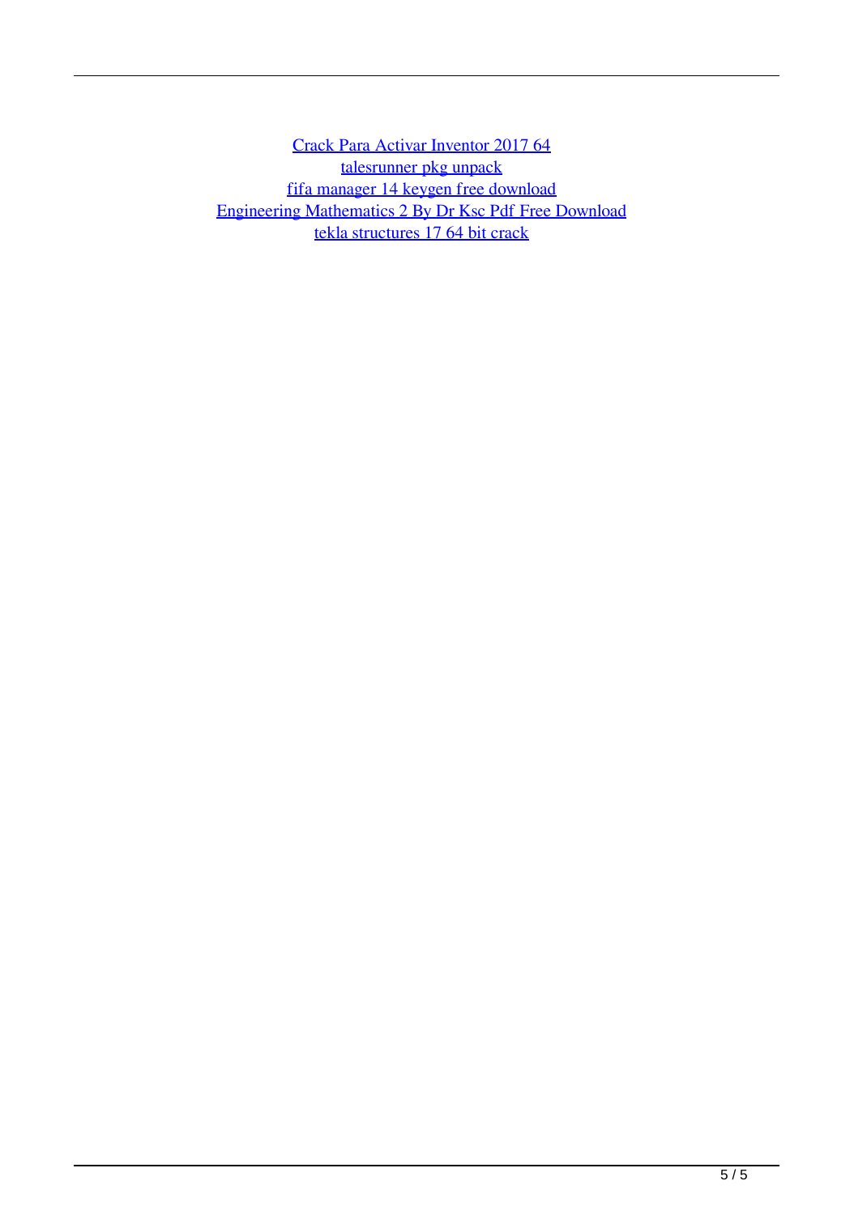Crack Para Activar Inventor 2017 64
talesrunner pkg unpack
fifa manager 14 keygen free download
Engineering Mathematics 2 By Dr Ksc Pdf Free Download
tekla structures 17 64 bit crack